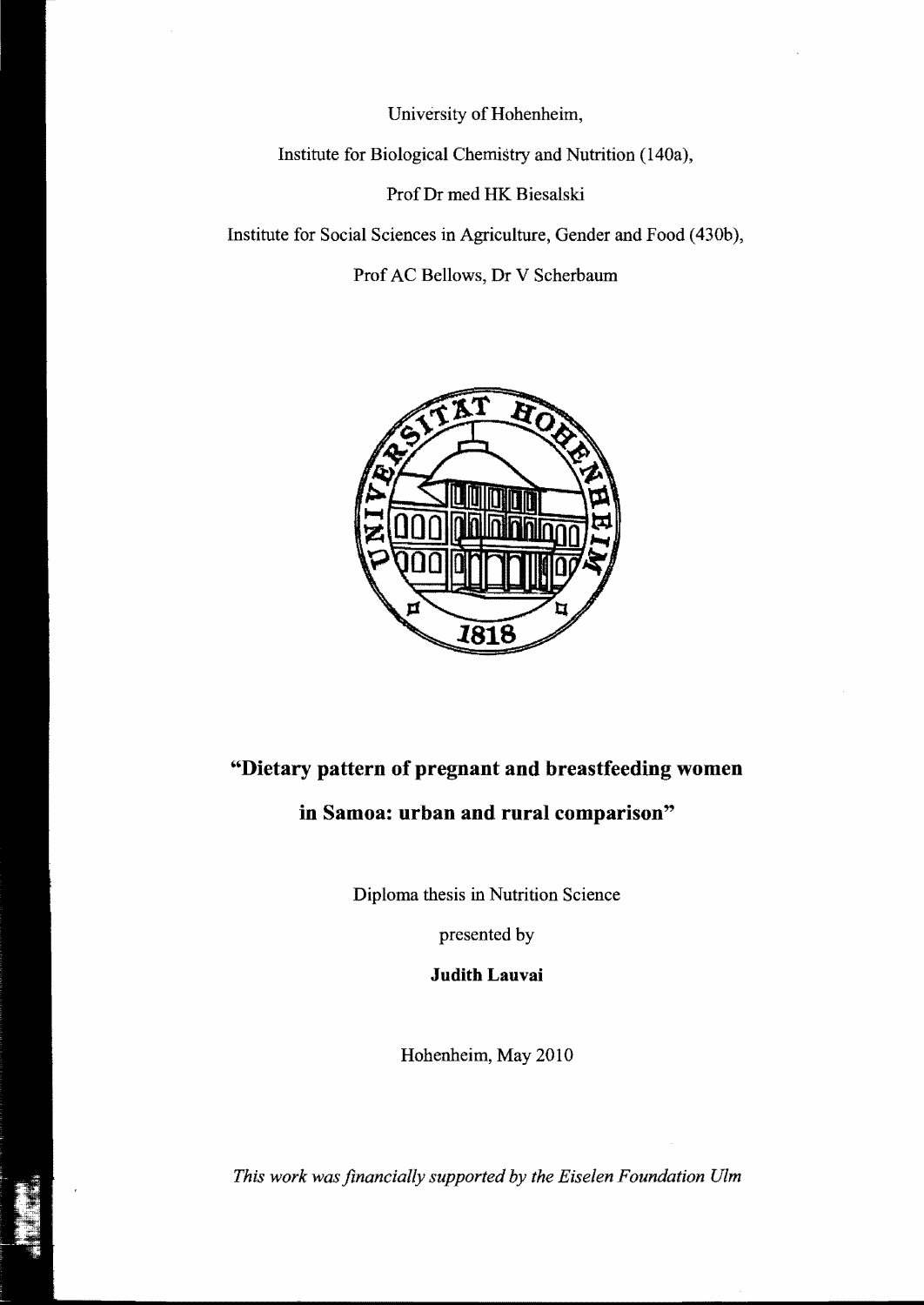University of Hohenheim,

Institute for Biological Chemistry and Nutrition (140a),

Prof Dr med HK Biesalski

Institute for Social Sciences in Agriculture, Gender and Food (430b),

Prof AC Bellows, Dr V Scherbaum

# "Dietary pattern of pregnant and breastfeeding women in Samoa: urban and rural comparison"

Diploma thesis in Nutrition Science

presented by

**Judith Lauvai**

Hohenheim, May 2010

*This work was financially supported by the Eiselen Foundation Ulm*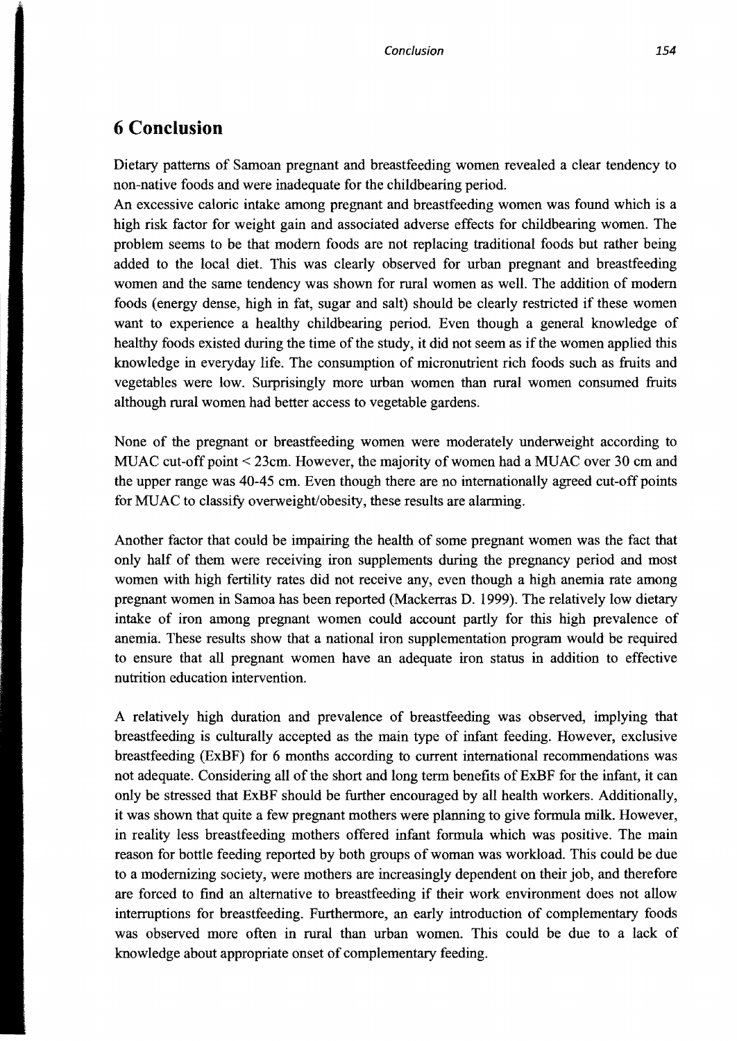# 6 Conclusion

Dietary patterns of Samoan pregnant and breastfeeding women revealed a clear tendency to non-native foods and were inadequate for the childbearing period.

An excessive caloric intake among pregnant and breastfeeding women was found which is a high risk factor for weight gain and associated adverse effects for childbearing women. The problem seems to be that modern foods are not replacing traditional foods but rather being added to the local diet. This was clearly observed for urban pregnant and breastfeeding women and the same tendency was shown for rural women as well. The addition of modern foods (energy dense, high in fat, sugar and salt) should be clearly restricted if these women want to experience a healthy childbearing period. Even though a general knowledge of healthy foods existed during the time of the study, it did not seem as if the women applied this knowledge in everyday life. The consumption of micronutrient rich foods such as fruits and vegetables were low. Surprisingly more urban women than rural women consumed fruits although rural women had better access to vegetable gardens.

None of the pregnant or breastfeeding women were moderately underweight according to MUAC cut-off point < 23cm. However, the majority of women had a MUAC over 30 cm and the upper range was 40-45 cm. Even though there are no internationally agreed cut-off points for MUAC to classify overweight/obesity, these results are alarming.

Another factor that could be impairing the health of some pregnant women was the fact that only half of them were receiving iron supplements during the pregnancy period and most women with high fertility rates did not receive any, even though a high anemia rate among pregnant women in Samoa has been reported (Mackerras D. 1999). The relatively low dietary intake of iron among pregnant women could account partly for this high prevalence of anemia. These results show that a national iron supplementation program would be required to ensure that all pregnant women have an adequate iron status in addition to effective nutrition education intervention.

A relatively high duration and prevalence of breastfeeding was observed, implying that breastfeeding is culturally accepted as the main type of infant feeding. However, exclusive breastfeeding (ExBF) for 6 months according to current international recommendations was not adequate. Considering all of the short and long term benefits of ExBF for the infant, it can only be stressed that ExBF should be further encouraged by all health workers. Additionally, it was shown that quite a few pregnant mothers were planning to give formula milk. However, in reality less breastfeeding mothers offered infant formula which was positive. The main reason for bottle feeding reported by both groups of woman was workload. This could be due to a modernizing society, were mothers are increasingly dependent on their job, and therefore are forced to find an alternative to breastfeeding if their work environment does not allow interruptions for breastfeeding. Furthermore, an early introduction of complementary foods was observed more often in rural than urban women. This could be due to a lack of knowledge about appropriate onset of complementary feeding.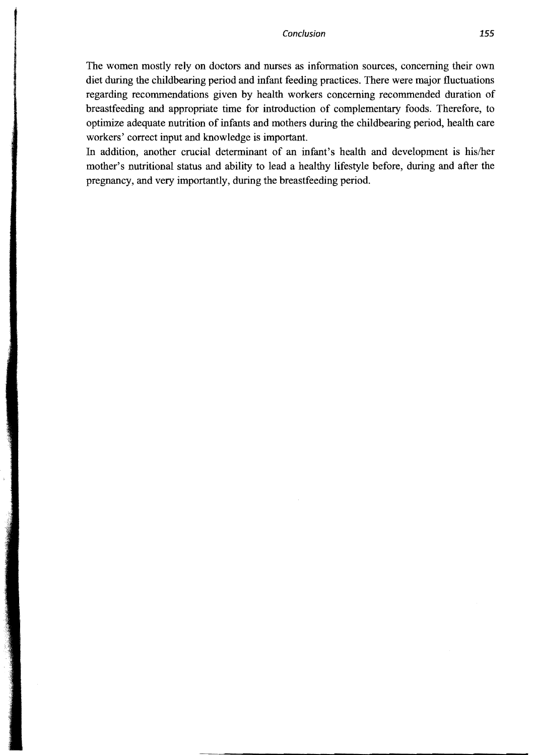The women mostly rely on doctors and nurses as information sources, concerning their own diet during the childbearing period and infant feeding practices. There were major fluctuations regarding recommendations given by health workers concerning recommended duration of breastfeeding and appropriate time for introduction of complementary foods. Therefore, to optimize adequate nutrition of infants and mothers during the childbearing period, health care workers' correct input and knowledge is important.

In addition, another crucial determinant of an infant's health and development is his/her mother's nutritional status and ability to lead a healthy lifestyle before, during and after the pregnancy, and very importantly, during the breastfeeding period.